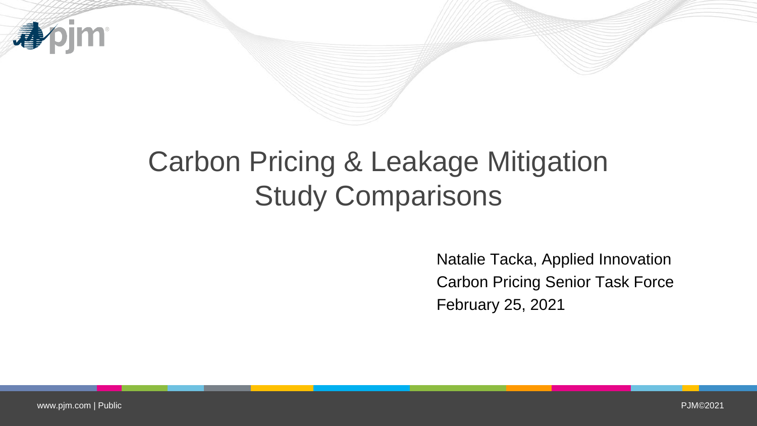# Carbon Pricing & Leakage Mitigation Study Comparisons

Natalie Tacka, Applied Innovation

Carbon Pricing Senior Task Force

February 25, 2021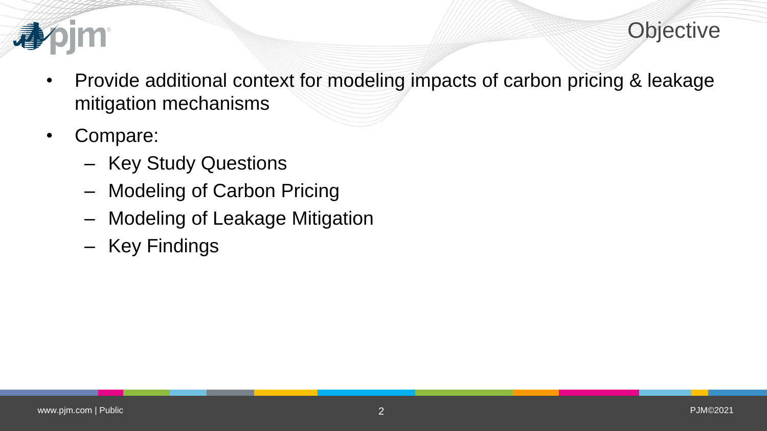# Objective

- Provide additional context for modeling impacts of carbon pricing & leakage mitigation mechanisms
- Compare:
  - Key Study Questions
  - Modeling of Carbon Pricing
  - Modeling of Leakage Mitigation
  - Key Findings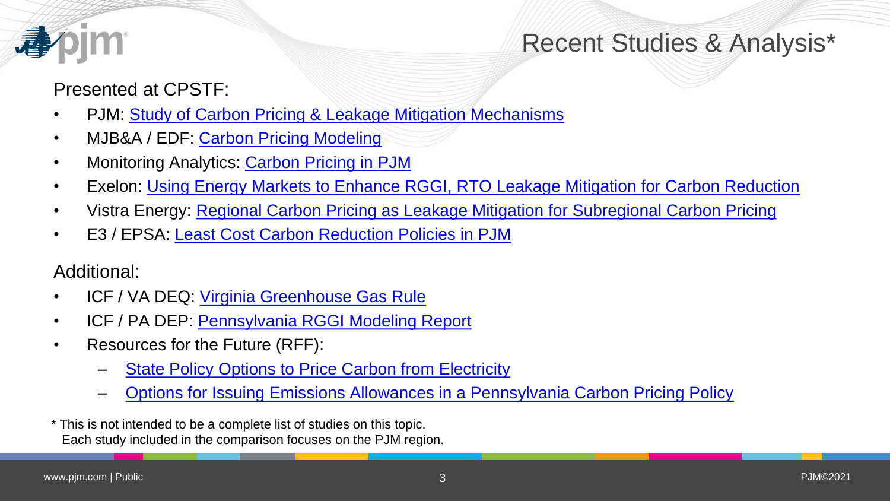# Recent Studies & Analysis*

Presented at CPSTF:

- PJM: Study of Carbon Pricing & Leakage Mitigation Mechanisms
- MJB&A / EDF: Carbon Pricing Modeling
- Monitoring Analytics: Carbon Pricing in PJM
- Exelon: Using Energy Markets to Enhance RGGI, RTO Leakage Mitigation for Carbon Reduction
- Vistra Energy: Regional Carbon Pricing as Leakage Mitigation for Subregional Carbon Pricing
- E3 / EPSA: Least Cost Carbon Reduction Policies in PJM

Additional:

- ICF / VA DEQ: Virginia Greenhouse Gas Rule
- ICF / PA DEP: Pennsylvania RGGI Modeling Report
- Resources for the Future (RFF):
  - State Policy Options to Price Carbon from Electricity
  - Options for Issuing Emissions Allowances in a Pennsylvania Carbon Pricing Policy

* This is not intended to be a complete list of studies on this topic.
Each study included in the comparison focuses on the PJM region.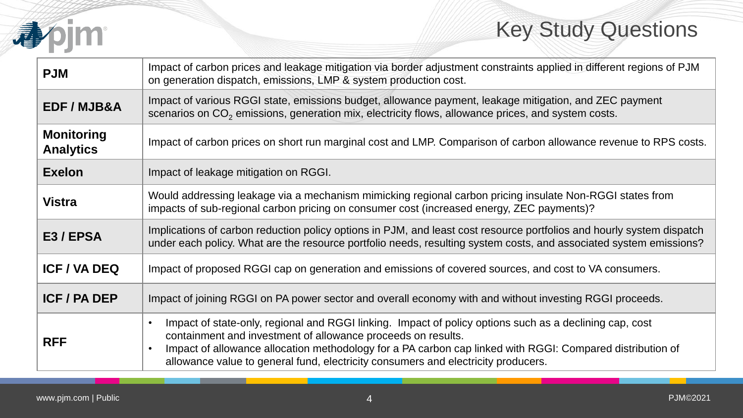# Key Study Questions

| | |
|---|---|
| **PJM** | Impact of carbon prices and leakage mitigation via border adjustment constraints applied in different regions of PJM on generation dispatch, emissions, LMP & system production cost. |
| **EDF / MJB&A** | Impact of various RGGI state, emissions budget, allowance payment, leakage mitigation, and ZEC payment scenarios on $CO_2$ emissions, generation mix, electricity flows, allowance prices, and system costs. |
| **Monitoring Analytics** | Impact of carbon prices on short run marginal cost and LMP. Comparison of carbon allowance revenue to RPS costs. |
| **Exelon** | Impact of leakage mitigation on RGGI. |
| **Vistra** | Would addressing leakage via a mechanism mimicking regional carbon pricing insulate Non-RGGI states from impacts of sub-regional carbon pricing on consumer cost (increased energy, ZEC payments)? |
| **E3 / EPSA** | Implications of carbon reduction policy options in PJM, and least cost resource portfolios and hourly system dispatch under each policy. What are the resource portfolio needs, resulting system costs, and associated system emissions? |
| **ICF / VA DEQ** | Impact of proposed RGGI cap on generation and emissions of covered sources, and cost to VA consumers. |
| **ICF / PA DEP** | Impact of joining RGGI on PA power sector and overall economy with and without investing RGGI proceeds. |
| **RFF** | • Impact of state-only, regional and RGGI linking. Impact of policy options such as a declining cap, cost containment and investment of allowance proceeds on results.<br>• Impact of allowance allocation methodology for a PA carbon cap linked with RGGI: Compared distribution of allowance value to general fund, electricity consumers and electricity producers. |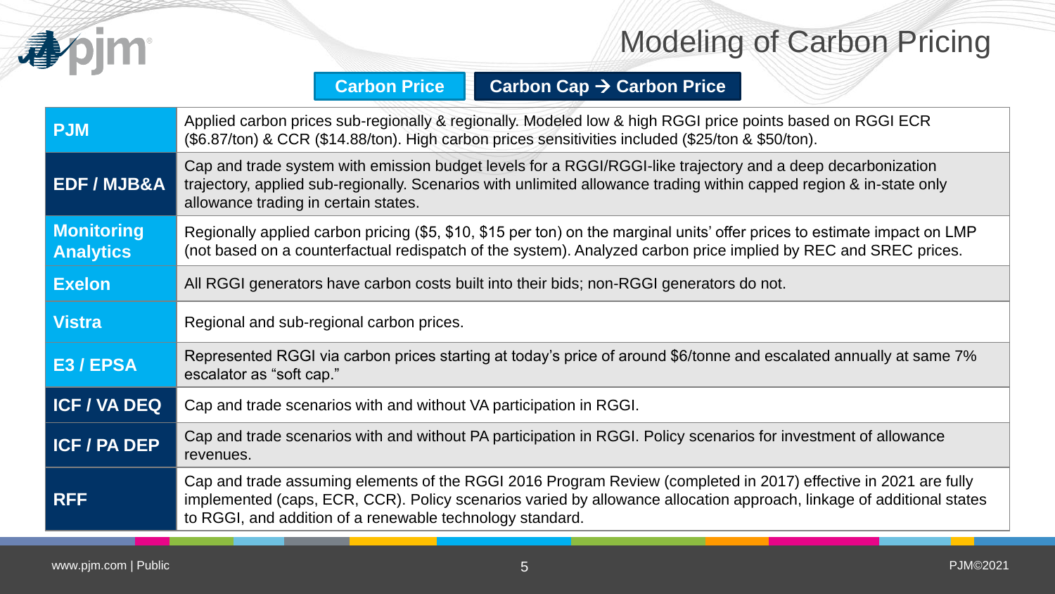# Modeling of Carbon Pricing

**Carbon Price** | **Carbon Cap → Carbon Price**

| Organization | Approach |
|---|---|
| **PJM** | Applied carbon prices sub-regionally & regionally. Modeled low & high RGGI price points based on RGGI ECR ($6.87/ton) & CCR ($14.88/ton). High carbon prices sensitivities included ($25/ton & $50/ton). |
| **EDF / MJB&A** | Cap and trade system with emission budget levels for a RGGI/RGGI-like trajectory and a deep decarbonization trajectory, applied sub-regionally. Scenarios with unlimited allowance trading within capped region & in-state only allowance trading in certain states. |
| **Monitoring Analytics** | Regionally applied carbon pricing ($5, $10, $15 per ton) on the marginal units' offer prices to estimate impact on LMP (not based on a counterfactual redispatch of the system). Analyzed carbon price implied by REC and SREC prices. |
| **Exelon** | All RGGI generators have carbon costs built into their bids; non-RGGI generators do not. |
| **Vistra** | Regional and sub-regional carbon prices. |
| **E3 / EPSA** | Represented RGGI via carbon prices starting at today's price of around $6/tonne and escalated annually at same 7% escalator as "soft cap." |
| **ICF / VA DEQ** | Cap and trade scenarios with and without VA participation in RGGI. |
| **ICF / PA DEP** | Cap and trade scenarios with and without PA participation in RGGI. Policy scenarios for investment of allowance revenues. |
| **RFF** | Cap and trade assuming elements of the RGGI 2016 Program Review (completed in 2017) effective in 2021 are fully implemented (caps, ECR, CCR). Policy scenarios varied by allowance allocation approach, linkage of additional states to RGGI, and addition of a renewable technology standard. |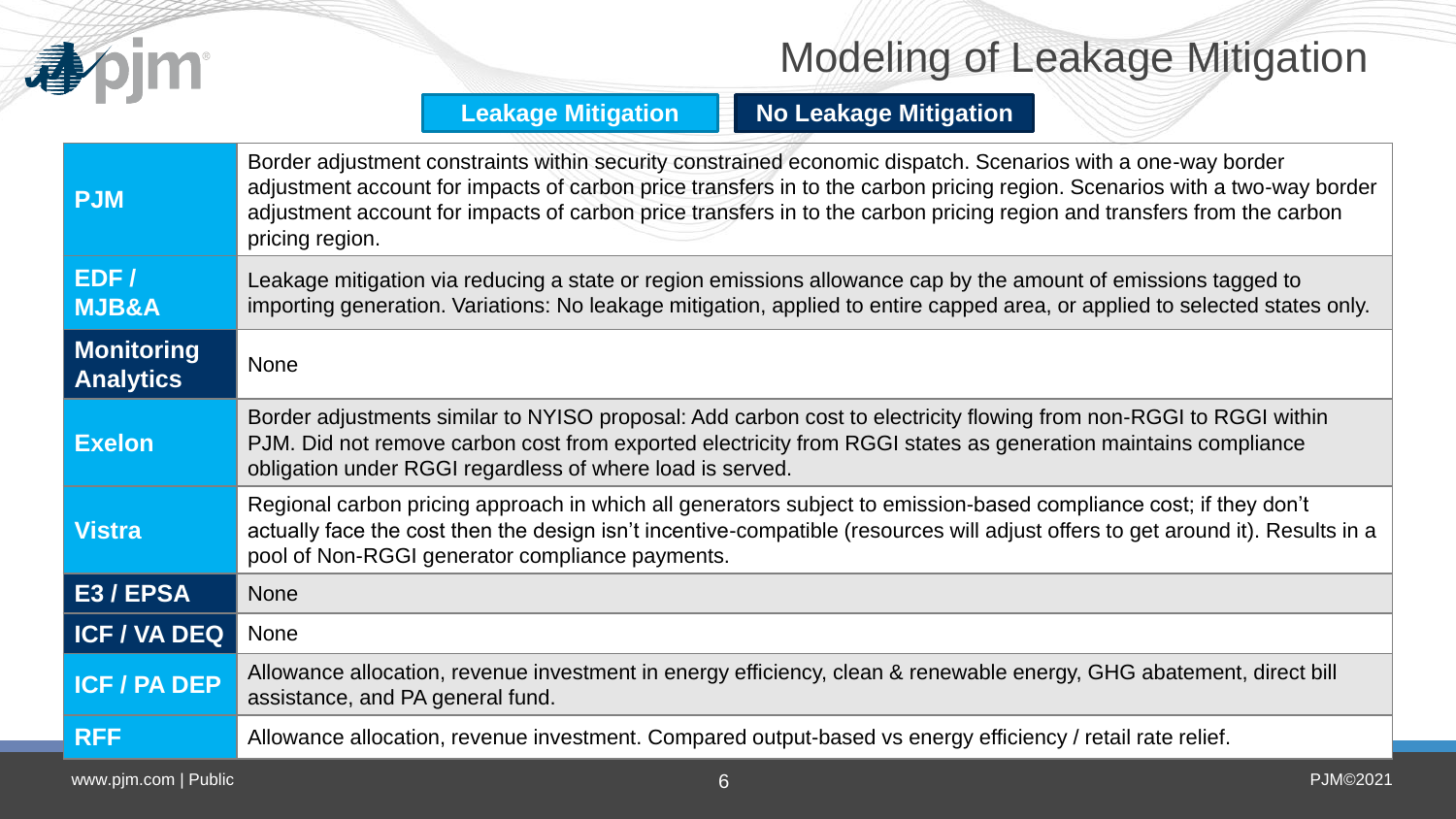# Modeling of Leakage Mitigation

**Leakage Mitigation** | **No Leakage Mitigation**

| Organization | Description |
| --- | --- |
| **PJM** | Border adjustment constraints within security constrained economic dispatch. Scenarios with a one-way border adjustment account for impacts of carbon price transfers in to the carbon pricing region. Scenarios with a two-way border adjustment account for impacts of carbon price transfers in to the carbon pricing region and transfers from the carbon pricing region. |
| **EDF / MJB&A** | Leakage mitigation via reducing a state or region emissions allowance cap by the amount of emissions tagged to importing generation. Variations: No leakage mitigation, applied to entire capped area, or applied to selected states only. |
| **Monitoring Analytics** | None |
| **Exelon** | Border adjustments similar to NYISO proposal: Add carbon cost to electricity flowing from non-RGGI to RGGI within PJM. Did not remove carbon cost from exported electricity from RGGI states as generation maintains compliance obligation under RGGI regardless of where load is served. |
| **Vistra** | Regional carbon pricing approach in which all generators subject to emission-based compliance cost; if they don't actually face the cost then the design isn't incentive-compatible (resources will adjust offers to get around it). Results in a pool of Non-RGGI generator compliance payments. |
| **E3 / EPSA** | None |
| **ICF / VA DEQ** | None |
| **ICF / PA DEP** | Allowance allocation, revenue investment in energy efficiency, clean & renewable energy, GHG abatement, direct bill assistance, and PA general fund. |
| **RFF** | Allowance allocation, revenue investment. Compared output-based vs energy efficiency / retail rate relief. |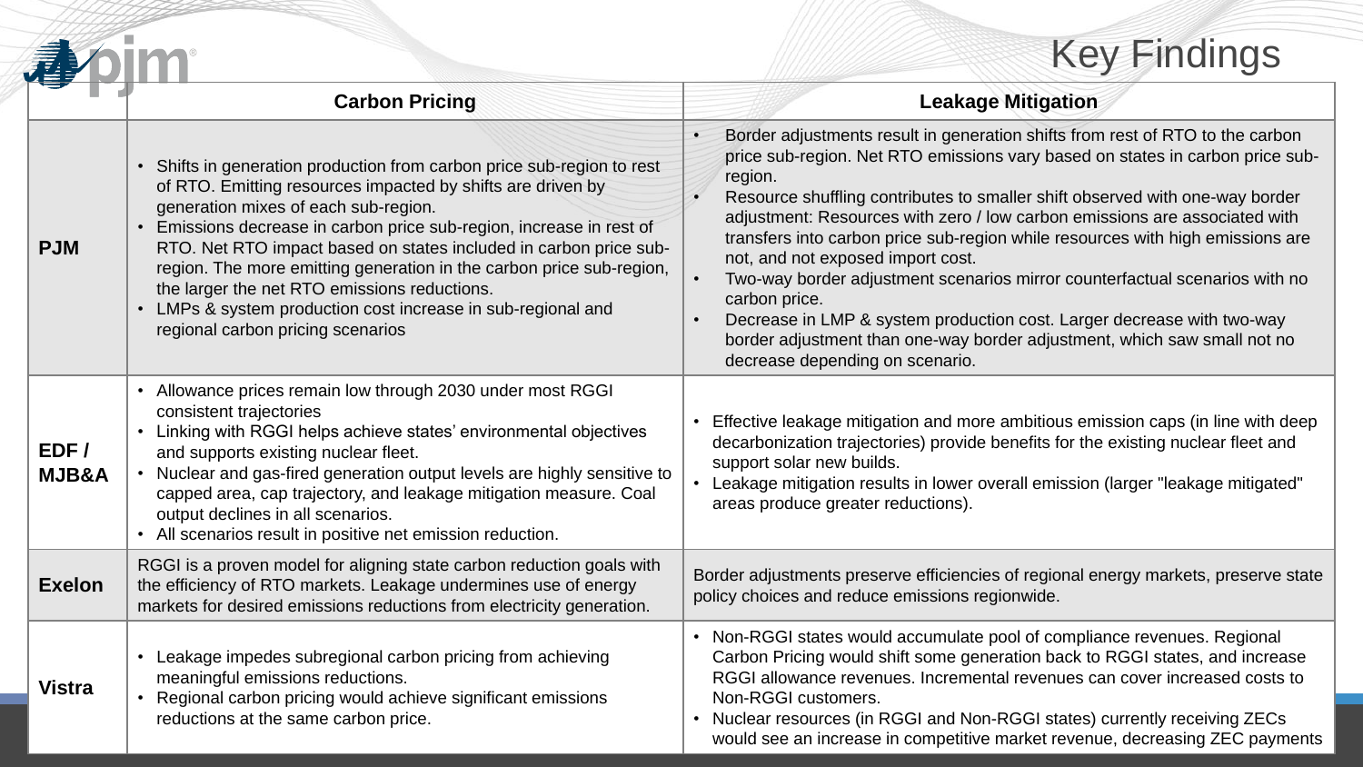# Key Findings

| | Carbon Pricing | Leakage Mitigation |
|---|---|---|
| **PJM** | • Shifts in generation production from carbon price sub-region to rest of RTO. Emitting resources impacted by shifts are driven by generation mixes of each sub-region.<br>• Emissions decrease in carbon price sub-region, increase in rest of RTO. Net RTO impact based on states included in carbon price sub-region. The more emitting generation in the carbon price sub-region, the larger the net RTO emissions reductions.<br>• LMPs & system production cost increase in sub-regional and regional carbon pricing scenarios | • Border adjustments result in generation shifts from rest of RTO to the carbon price sub-region. Net RTO emissions vary based on states in carbon price sub-region.<br>• Resource shuffling contributes to smaller shift observed with one-way border adjustment: Resources with zero / low carbon emissions are associated with transfers into carbon price sub-region while resources with high emissions are not, and not exposed import cost.<br>• Two-way border adjustment scenarios mirror counterfactual scenarios with no carbon price.<br>• Decrease in LMP & system production cost. Larger decrease with two-way border adjustment than one-way border adjustment, which saw small not no decrease depending on scenario. |
| **EDF / MJB&A** | • Allowance prices remain low through 2030 under most RGGI consistent trajectories<br>• Linking with RGGI helps achieve states' environmental objectives and supports existing nuclear fleet.<br>• Nuclear and gas-fired generation output levels are highly sensitive to capped area, cap trajectory, and leakage mitigation measure. Coal output declines in all scenarios.<br>• All scenarios result in positive net emission reduction. | • Effective leakage mitigation and more ambitious emission caps (in line with deep decarbonization trajectories) provide benefits for the existing nuclear fleet and support solar new builds.<br>• Leakage mitigation results in lower overall emission (larger "leakage mitigated" areas produce greater reductions). |
| **Exelon** | RGGI is a proven model for aligning state carbon reduction goals with the efficiency of RTO markets. Leakage undermines use of energy markets for desired emissions reductions from electricity generation. | Border adjustments preserve efficiencies of regional energy markets, preserve state policy choices and reduce emissions regionwide. |
| **Vistra** | • Leakage impedes subregional carbon pricing from achieving meaningful emissions reductions.<br>• Regional carbon pricing would achieve significant emissions reductions at the same carbon price. | • Non-RGGI states would accumulate pool of compliance revenues. Regional Carbon Pricing would shift some generation back to RGGI states, and increase RGGI allowance revenues. Incremental revenues can cover increased costs to Non-RGGI customers.<br>• Nuclear resources (in RGGI and Non-RGGI states) currently receiving ZECs would see an increase in competitive market revenue, decreasing ZEC payments |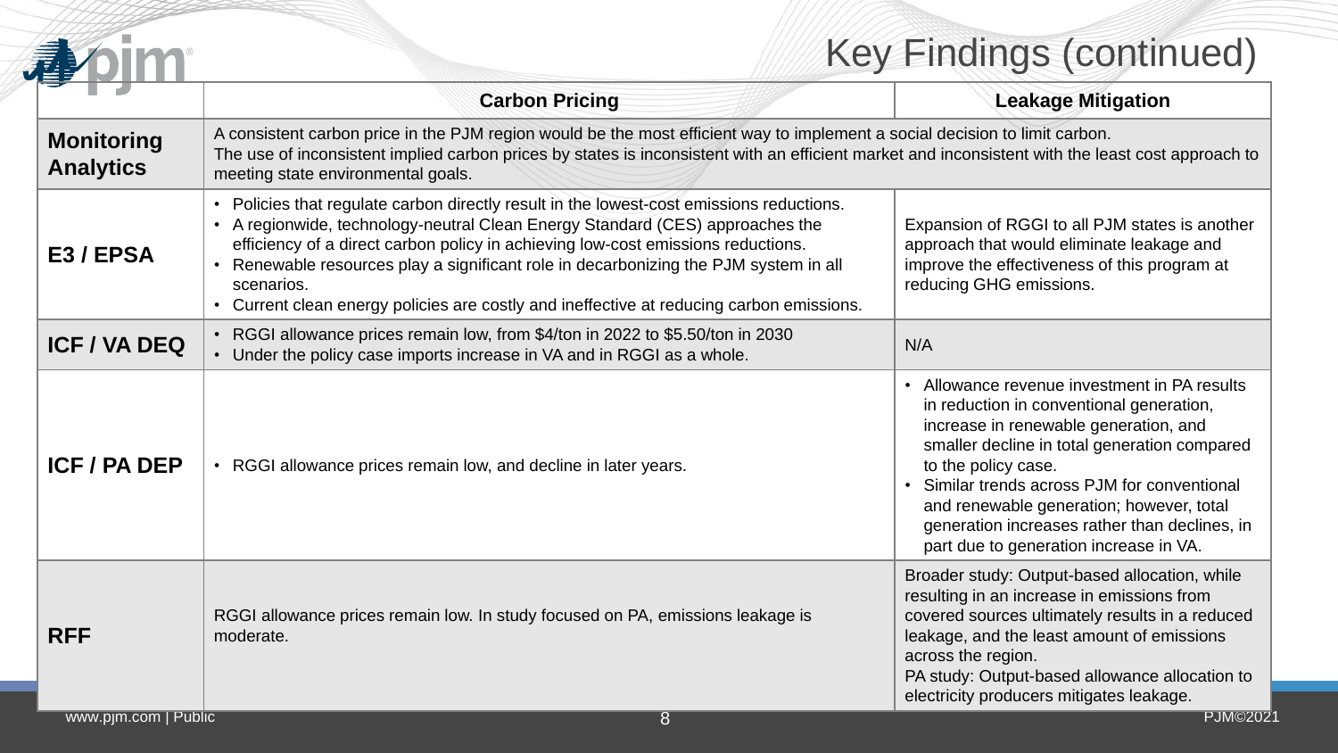# Key Findings (continued)

| | Carbon Pricing | Leakage Mitigation |
|---|---|---|
| **Monitoring Analytics** | A consistent carbon price in the PJM region would be the most efficient way to implement a social decision to limit carbon. The use of inconsistent implied carbon prices by states is inconsistent with an efficient market and inconsistent with the least cost approach to meeting state environmental goals. | |
| **E3 / EPSA** | • Policies that regulate carbon directly result in the lowest-cost emissions reductions.<br>• A regionwide, technology-neutral Clean Energy Standard (CES) approaches the efficiency of a direct carbon policy in achieving low-cost emissions reductions.<br>• Renewable resources play a significant role in decarbonizing the PJM system in all scenarios.<br>• Current clean energy policies are costly and ineffective at reducing carbon emissions. | Expansion of RGGI to all PJM states is another approach that would eliminate leakage and improve the effectiveness of this program at reducing GHG emissions. |
| **ICF / VA DEQ** | • RGGI allowance prices remain low, from $4/ton in 2022 to $5.50/ton in 2030<br>• Under the policy case imports increase in VA and in RGGI as a whole. | N/A |
| **ICF / PA DEP** | • RGGI allowance prices remain low, and decline in later years. | • Allowance revenue investment in PA results in reduction in conventional generation, increase in renewable generation, and smaller decline in total generation compared to the policy case.<br>• Similar trends across PJM for conventional and renewable generation; however, total generation increases rather than declines, in part due to generation increase in VA. |
| **RFF** | RGGI allowance prices remain low. In study focused on PA, emissions leakage is moderate. | Broader study: Output-based allocation, while resulting in an increase in emissions from covered sources ultimately results in a reduced leakage, and the least amount of emissions across the region.<br>PA study: Output-based allowance allocation to electricity producers mitigates leakage. |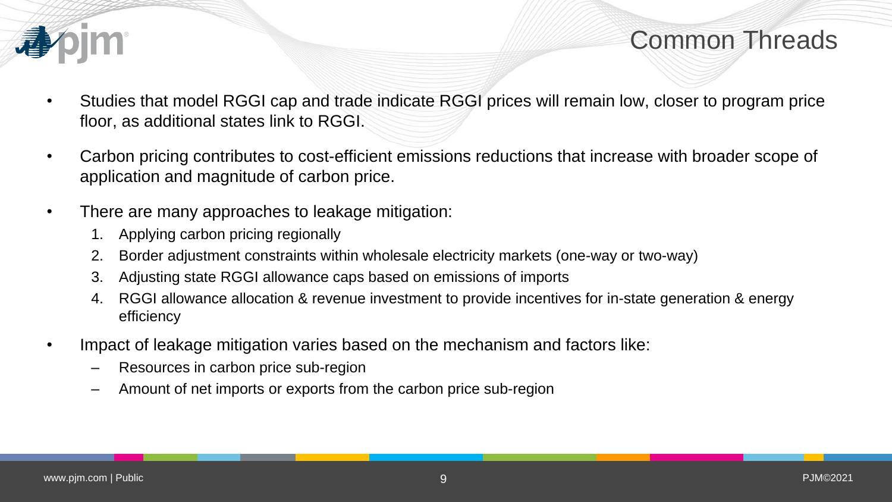# Common Threads

- Studies that model RGGI cap and trade indicate RGGI prices will remain low, closer to program price floor, as additional states link to RGGI.
- Carbon pricing contributes to cost-efficient emissions reductions that increase with broader scope of application and magnitude of carbon price.
- There are many approaches to leakage mitigation:
  1. Applying carbon pricing regionally
  2. Border adjustment constraints within wholesale electricity markets (one-way or two-way)
  3. Adjusting state RGGI allowance caps based on emissions of imports
  4. RGGI allowance allocation & revenue investment to provide incentives for in-state generation & energy efficiency
- Impact of leakage mitigation varies based on the mechanism and factors like:
  - Resources in carbon price sub-region
  - Amount of net imports or exports from the carbon price sub-region